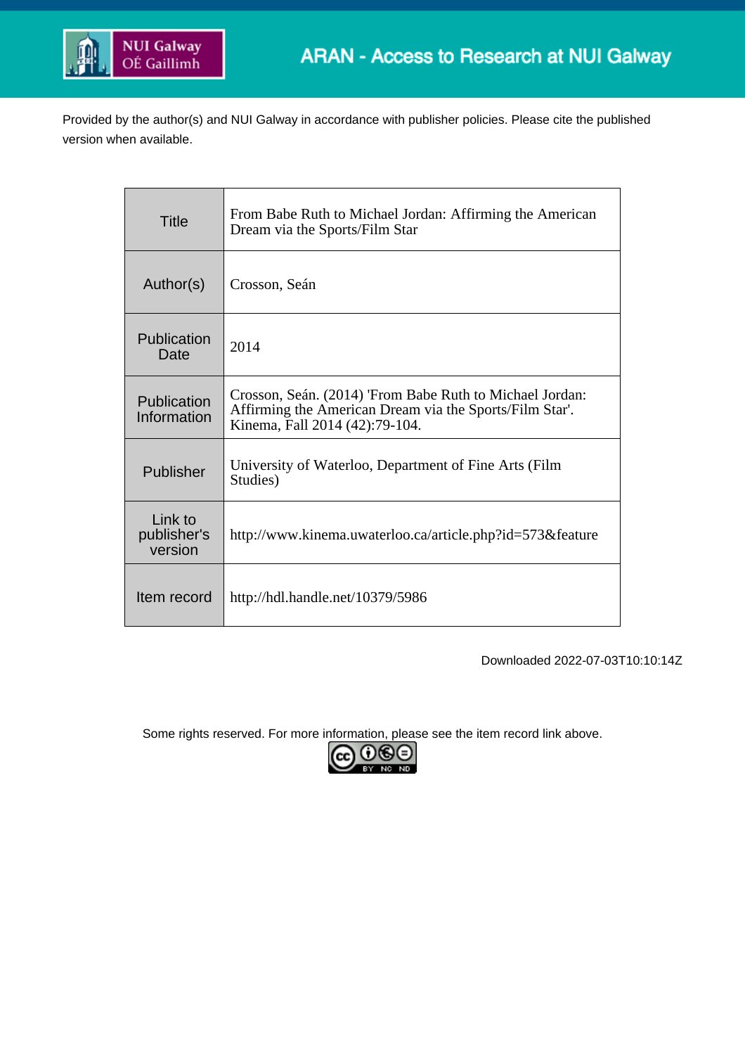ARAN - Access to Research at NUI Galway

Provided by the author(s) and NUI Galway in accordance with publisher policies. Please cite the published version when available.

| Title | From Babe Ruth to Michael Jordan: Affirming the American Dream via the Sports/Film Star |
|---|---|
| Author(s) | Crosson, Seán |
| Publication Date | 2014 |
| Publication Information | Crosson, Seán. (2014) 'From Babe Ruth to Michael Jordan: Affirming the American Dream via the Sports/Film Star'. Kinema, Fall 2014 (42):79-104. |
| Publisher | University of Waterloo, Department of Fine Arts (Film Studies) |
| Link to publisher's version | http://www.kinema.uwaterloo.ca/article.php?id=573&feature |
| Item record | http://hdl.handle.net/10379/5986 |

Downloaded 2022-07-03T10:10:14Z

Some rights reserved. For more information, please see the item record link above.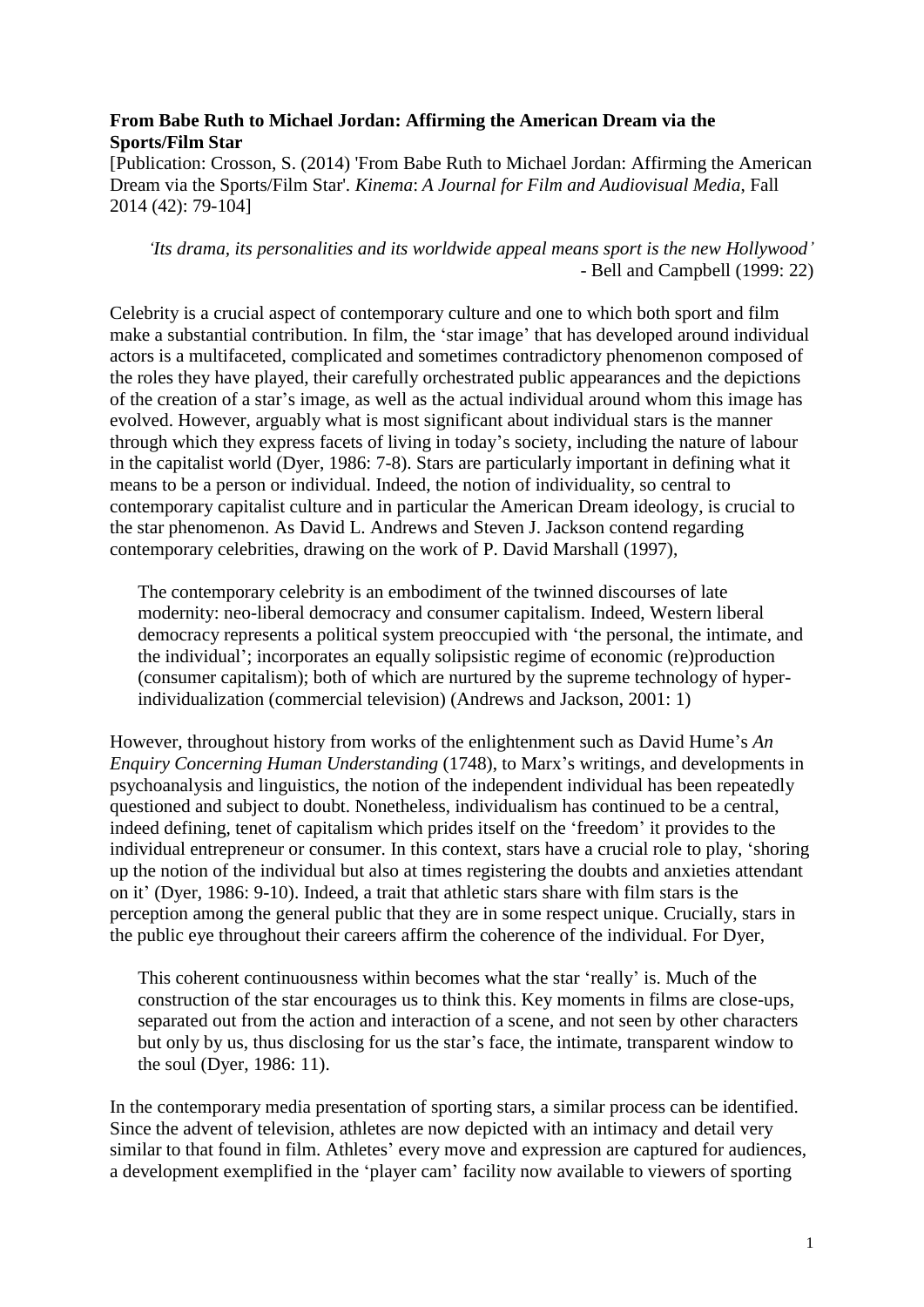**From Babe Ruth to Michael Jordan: Affirming the American Dream via the Sports/Film Star**

[Publication: Crosson, S. (2014) 'From Babe Ruth to Michael Jordan: Affirming the American Dream via the Sports/Film Star'. *Kinema*: *A Journal for Film and Audiovisual Media*, Fall 2014 (42): 79-104]

> *'Its drama, its personalities and its worldwide appeal means sport is the new Hollywood'*
> - Bell and Campbell (1999: 22)

Celebrity is a crucial aspect of contemporary culture and one to which both sport and film make a substantial contribution. In film, the 'star image' that has developed around individual actors is a multifaceted, complicated and sometimes contradictory phenomenon composed of the roles they have played, their carefully orchestrated public appearances and the depictions of the creation of a star's image, as well as the actual individual around whom this image has evolved. However, arguably what is most significant about individual stars is the manner through which they express facets of living in today's society, including the nature of labour in the capitalist world (Dyer, 1986: 7-8). Stars are particularly important in defining what it means to be a person or individual. Indeed, the notion of individuality, so central to contemporary capitalist culture and in particular the American Dream ideology, is crucial to the star phenomenon. As David L. Andrews and Steven J. Jackson contend regarding contemporary celebrities, drawing on the work of P. David Marshall (1997),

> The contemporary celebrity is an embodiment of the twinned discourses of late modernity: neo-liberal democracy and consumer capitalism. Indeed, Western liberal democracy represents a political system preoccupied with 'the personal, the intimate, and the individual'; incorporates an equally solipsistic regime of economic (re)production (consumer capitalism); both of which are nurtured by the supreme technology of hyper-individualization (commercial television) (Andrews and Jackson, 2001: 1)

However, throughout history from works of the enlightenment such as David Hume's *An Enquiry Concerning Human Understanding* (1748), to Marx's writings, and developments in psychoanalysis and linguistics, the notion of the independent individual has been repeatedly questioned and subject to doubt. Nonetheless, individualism has continued to be a central, indeed defining, tenet of capitalism which prides itself on the 'freedom' it provides to the individual entrepreneur or consumer. In this context, stars have a crucial role to play, 'shoring up the notion of the individual but also at times registering the doubts and anxieties attendant on it' (Dyer, 1986: 9-10). Indeed, a trait that athletic stars share with film stars is the perception among the general public that they are in some respect unique. Crucially, stars in the public eye throughout their careers affirm the coherence of the individual. For Dyer,

> This coherent continuousness within becomes what the star 'really' is. Much of the construction of the star encourages us to think this. Key moments in films are close-ups, separated out from the action and interaction of a scene, and not seen by other characters but only by us, thus disclosing for us the star's face, the intimate, transparent window to the soul (Dyer, 1986: 11).

In the contemporary media presentation of sporting stars, a similar process can be identified. Since the advent of television, athletes are now depicted with an intimacy and detail very similar to that found in film. Athletes' every move and expression are captured for audiences, a development exemplified in the 'player cam' facility now available to viewers of sporting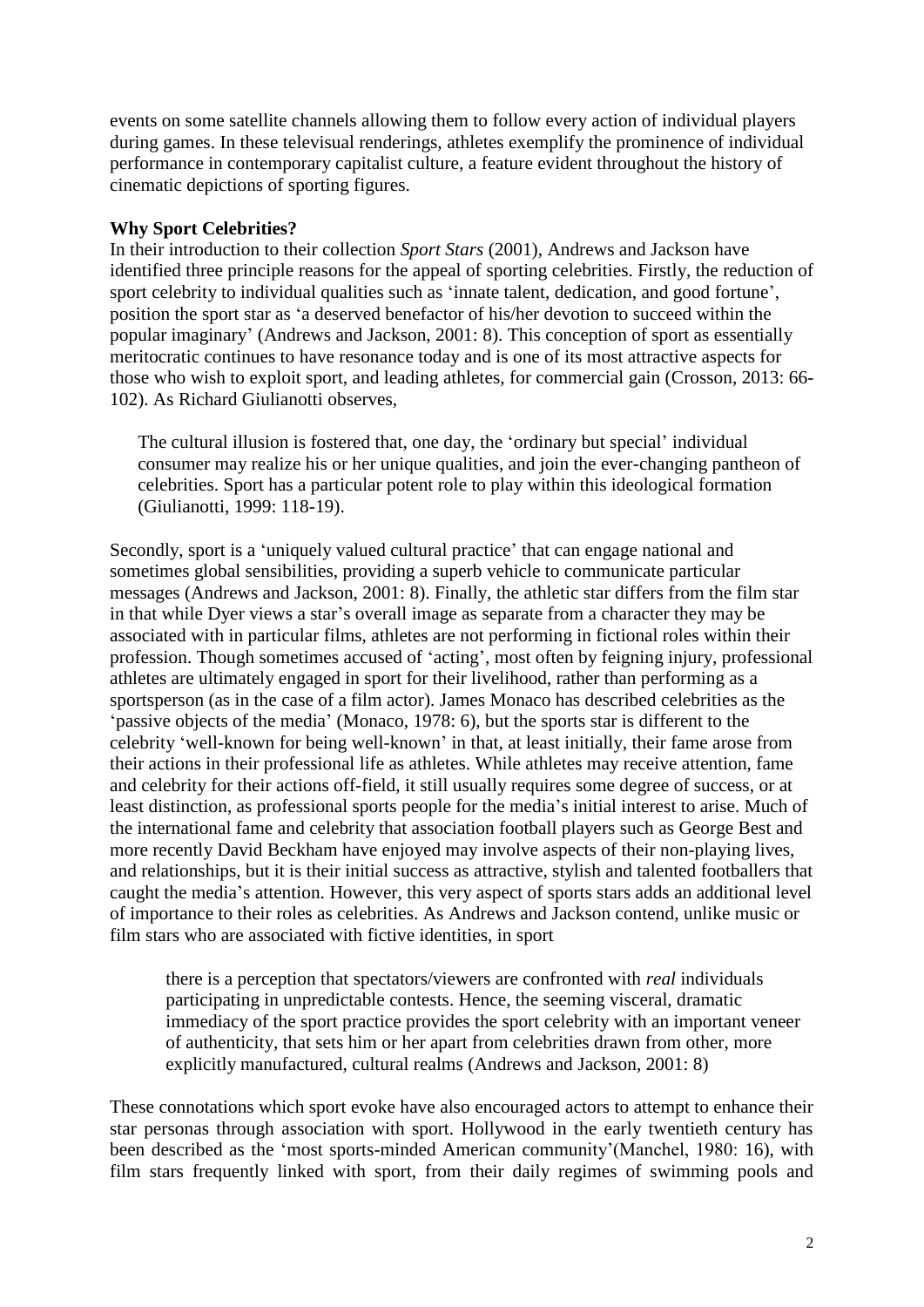events on some satellite channels allowing them to follow every action of individual players during games. In these televisual renderings, athletes exemplify the prominence of individual performance in contemporary capitalist culture, a feature evident throughout the history of cinematic depictions of sporting figures.

**Why Sport Celebrities?**

In their introduction to their collection *Sport Stars* (2001), Andrews and Jackson have identified three principle reasons for the appeal of sporting celebrities. Firstly, the reduction of sport celebrity to individual qualities such as 'innate talent, dedication, and good fortune', position the sport star as 'a deserved benefactor of his/her devotion to succeed within the popular imaginary' (Andrews and Jackson, 2001: 8). This conception of sport as essentially meritocratic continues to have resonance today and is one of its most attractive aspects for those who wish to exploit sport, and leading athletes, for commercial gain (Crosson, 2013: 66-102). As Richard Giulianotti observes,

> The cultural illusion is fostered that, one day, the 'ordinary but special' individual consumer may realize his or her unique qualities, and join the ever-changing pantheon of celebrities. Sport has a particular potent role to play within this ideological formation (Giulianotti, 1999: 118-19).

Secondly, sport is a 'uniquely valued cultural practice' that can engage national and sometimes global sensibilities, providing a superb vehicle to communicate particular messages (Andrews and Jackson, 2001: 8). Finally, the athletic star differs from the film star in that while Dyer views a star's overall image as separate from a character they may be associated with in particular films, athletes are not performing in fictional roles within their profession. Though sometimes accused of 'acting', most often by feigning injury, professional athletes are ultimately engaged in sport for their livelihood, rather than performing as a sportsperson (as in the case of a film actor). James Monaco has described celebrities as the 'passive objects of the media' (Monaco, 1978: 6), but the sports star is different to the celebrity 'well-known for being well-known' in that, at least initially, their fame arose from their actions in their professional life as athletes. While athletes may receive attention, fame and celebrity for their actions off-field, it still usually requires some degree of success, or at least distinction, as professional sports people for the media's initial interest to arise. Much of the international fame and celebrity that association football players such as George Best and more recently David Beckham have enjoyed may involve aspects of their non-playing lives, and relationships, but it is their initial success as attractive, stylish and talented footballers that caught the media's attention. However, this very aspect of sports stars adds an additional level of importance to their roles as celebrities. As Andrews and Jackson contend, unlike music or film stars who are associated with fictive identities, in sport

> there is a perception that spectators/viewers are confronted with *real* individuals participating in unpredictable contests. Hence, the seeming visceral, dramatic immediacy of the sport practice provides the sport celebrity with an important veneer of authenticity, that sets him or her apart from celebrities drawn from other, more explicitly manufactured, cultural realms (Andrews and Jackson, 2001: 8)

These connotations which sport evoke have also encouraged actors to attempt to enhance their star personas through association with sport. Hollywood in the early twentieth century has been described as the 'most sports-minded American community'(Manchel, 1980: 16), with film stars frequently linked with sport, from their daily regimes of swimming pools and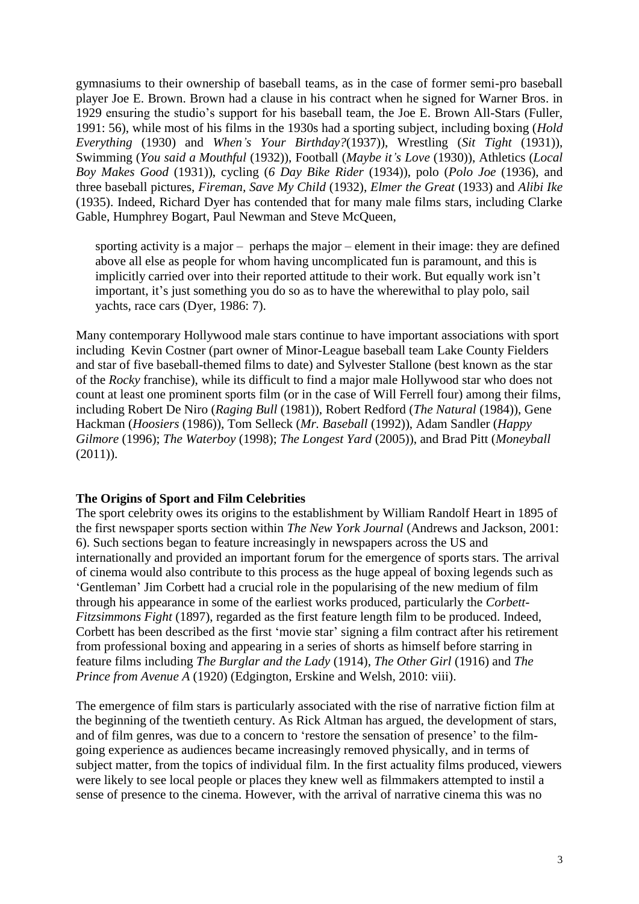gymnasiums to their ownership of baseball teams, as in the case of former semi-pro baseball player Joe E. Brown. Brown had a clause in his contract when he signed for Warner Bros. in 1929 ensuring the studio's support for his baseball team, the Joe E. Brown All-Stars (Fuller, 1991: 56), while most of his films in the 1930s had a sporting subject, including boxing (*Hold Everything* (1930) and *When's Your Birthday?*(1937)), Wrestling (*Sit Tight* (1931)), Swimming (*You said a Mouthful* (1932)), Football (*Maybe it's Love* (1930)), Athletics (*Local Boy Makes Good* (1931)), cycling (*6 Day Bike Rider* (1934)), polo (*Polo Joe* (1936), and three baseball pictures, *Fireman, Save My Child* (1932), *Elmer the Great* (1933) and *Alibi Ike* (1935). Indeed, Richard Dyer has contended that for many male films stars, including Clarke Gable, Humphrey Bogart, Paul Newman and Steve McQueen,

> sporting activity is a major – perhaps the major – element in their image: they are defined above all else as people for whom having uncomplicated fun is paramount, and this is implicitly carried over into their reported attitude to their work. But equally work isn't important, it's just something you do so as to have the wherewithal to play polo, sail yachts, race cars (Dyer, 1986: 7).

Many contemporary Hollywood male stars continue to have important associations with sport including Kevin Costner (part owner of Minor-League baseball team Lake County Fielders and star of five baseball-themed films to date) and Sylvester Stallone (best known as the star of the *Rocky* franchise), while its difficult to find a major male Hollywood star who does not count at least one prominent sports film (or in the case of Will Ferrell four) among their films, including Robert De Niro (*Raging Bull* (1981)), Robert Redford (*The Natural* (1984)), Gene Hackman (*Hoosiers* (1986)), Tom Selleck (*Mr. Baseball* (1992)), Adam Sandler (*Happy Gilmore* (1996); *The Waterboy* (1998); *The Longest Yard* (2005)), and Brad Pitt (*Moneyball* (2011)).

**The Origins of Sport and Film Celebrities**

The sport celebrity owes its origins to the establishment by William Randolf Heart in 1895 of the first newspaper sports section within *The New York Journal* (Andrews and Jackson, 2001: 6). Such sections began to feature increasingly in newspapers across the US and internationally and provided an important forum for the emergence of sports stars. The arrival of cinema would also contribute to this process as the huge appeal of boxing legends such as 'Gentleman' Jim Corbett had a crucial role in the popularising of the new medium of film through his appearance in some of the earliest works produced, particularly the *Corbett-Fitzsimmons Fight* (1897), regarded as the first feature length film to be produced. Indeed, Corbett has been described as the first 'movie star' signing a film contract after his retirement from professional boxing and appearing in a series of shorts as himself before starring in feature films including *The Burglar and the Lady* (1914), *The Other Girl* (1916) and *The Prince from Avenue A* (1920) (Edgington, Erskine and Welsh, 2010: viii).

The emergence of film stars is particularly associated with the rise of narrative fiction film at the beginning of the twentieth century. As Rick Altman has argued, the development of stars, and of film genres, was due to a concern to 'restore the sensation of presence' to the film-going experience as audiences became increasingly removed physically, and in terms of subject matter, from the topics of individual film. In the first actuality films produced, viewers were likely to see local people or places they knew well as filmmakers attempted to instil a sense of presence to the cinema. However, with the arrival of narrative cinema this was no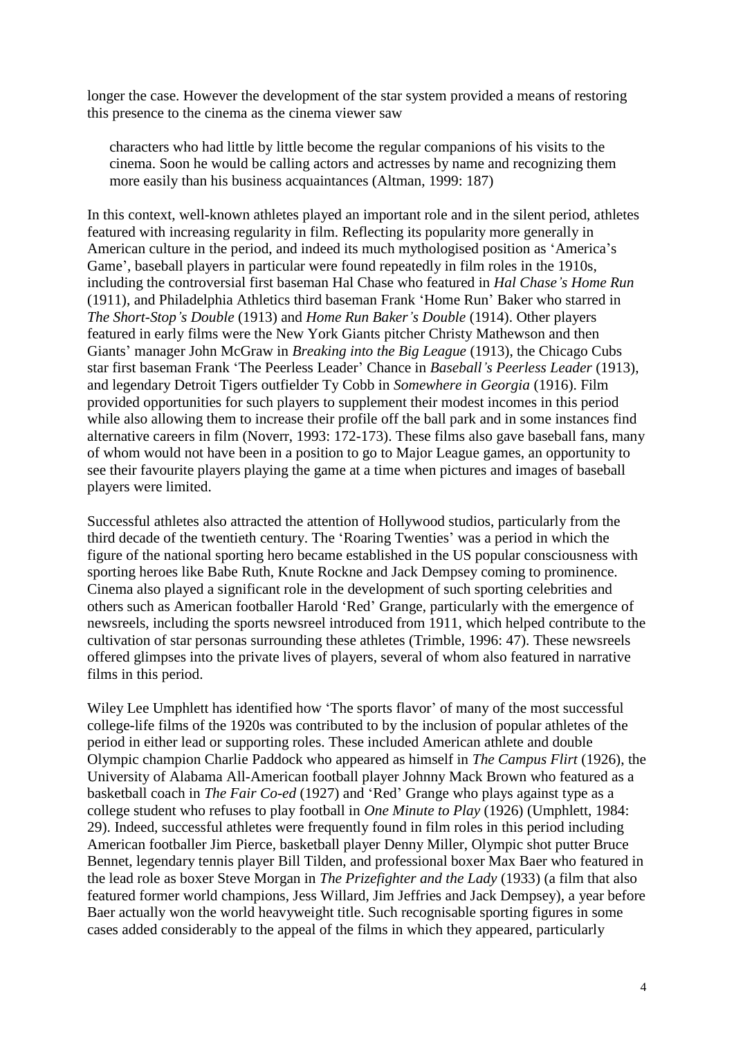longer the case. However the development of the star system provided a means of restoring this presence to the cinema as the cinema viewer saw

> characters who had little by little become the regular companions of his visits to the cinema. Soon he would be calling actors and actresses by name and recognizing them more easily than his business acquaintances (Altman, 1999: 187)

In this context, well-known athletes played an important role and in the silent period, athletes featured with increasing regularity in film. Reflecting its popularity more generally in American culture in the period, and indeed its much mythologised position as 'America's Game', baseball players in particular were found repeatedly in film roles in the 1910s, including the controversial first baseman Hal Chase who featured in *Hal Chase's Home Run* (1911), and Philadelphia Athletics third baseman Frank 'Home Run' Baker who starred in *The Short-Stop's Double* (1913) and *Home Run Baker's Double* (1914). Other players featured in early films were the New York Giants pitcher Christy Mathewson and then Giants' manager John McGraw in *Breaking into the Big League* (1913), the Chicago Cubs star first baseman Frank 'The Peerless Leader' Chance in *Baseball's Peerless Leader* (1913), and legendary Detroit Tigers outfielder Ty Cobb in *Somewhere in Georgia* (1916). Film provided opportunities for such players to supplement their modest incomes in this period while also allowing them to increase their profile off the ball park and in some instances find alternative careers in film (Noverr, 1993: 172-173). These films also gave baseball fans, many of whom would not have been in a position to go to Major League games, an opportunity to see their favourite players playing the game at a time when pictures and images of baseball players were limited.

Successful athletes also attracted the attention of Hollywood studios, particularly from the third decade of the twentieth century. The 'Roaring Twenties' was a period in which the figure of the national sporting hero became established in the US popular consciousness with sporting heroes like Babe Ruth, Knute Rockne and Jack Dempsey coming to prominence. Cinema also played a significant role in the development of such sporting celebrities and others such as American footballer Harold 'Red' Grange, particularly with the emergence of newsreels, including the sports newsreel introduced from 1911, which helped contribute to the cultivation of star personas surrounding these athletes (Trimble, 1996: 47). These newsreels offered glimpses into the private lives of players, several of whom also featured in narrative films in this period.

Wiley Lee Umphlett has identified how 'The sports flavor' of many of the most successful college-life films of the 1920s was contributed to by the inclusion of popular athletes of the period in either lead or supporting roles. These included American athlete and double Olympic champion Charlie Paddock who appeared as himself in *The Campus Flirt* (1926), the University of Alabama All-American football player Johnny Mack Brown who featured as a basketball coach in *The Fair Co-ed* (1927) and 'Red' Grange who plays against type as a college student who refuses to play football in *One Minute to Play* (1926) (Umphlett, 1984: 29). Indeed, successful athletes were frequently found in film roles in this period including American footballer Jim Pierce, basketball player Denny Miller, Olympic shot putter Bruce Bennet, legendary tennis player Bill Tilden, and professional boxer Max Baer who featured in the lead role as boxer Steve Morgan in *The Prizefighter and the Lady* (1933) (a film that also featured former world champions, Jess Willard, Jim Jeffries and Jack Dempsey), a year before Baer actually won the world heavyweight title. Such recognisable sporting figures in some cases added considerably to the appeal of the films in which they appeared, particularly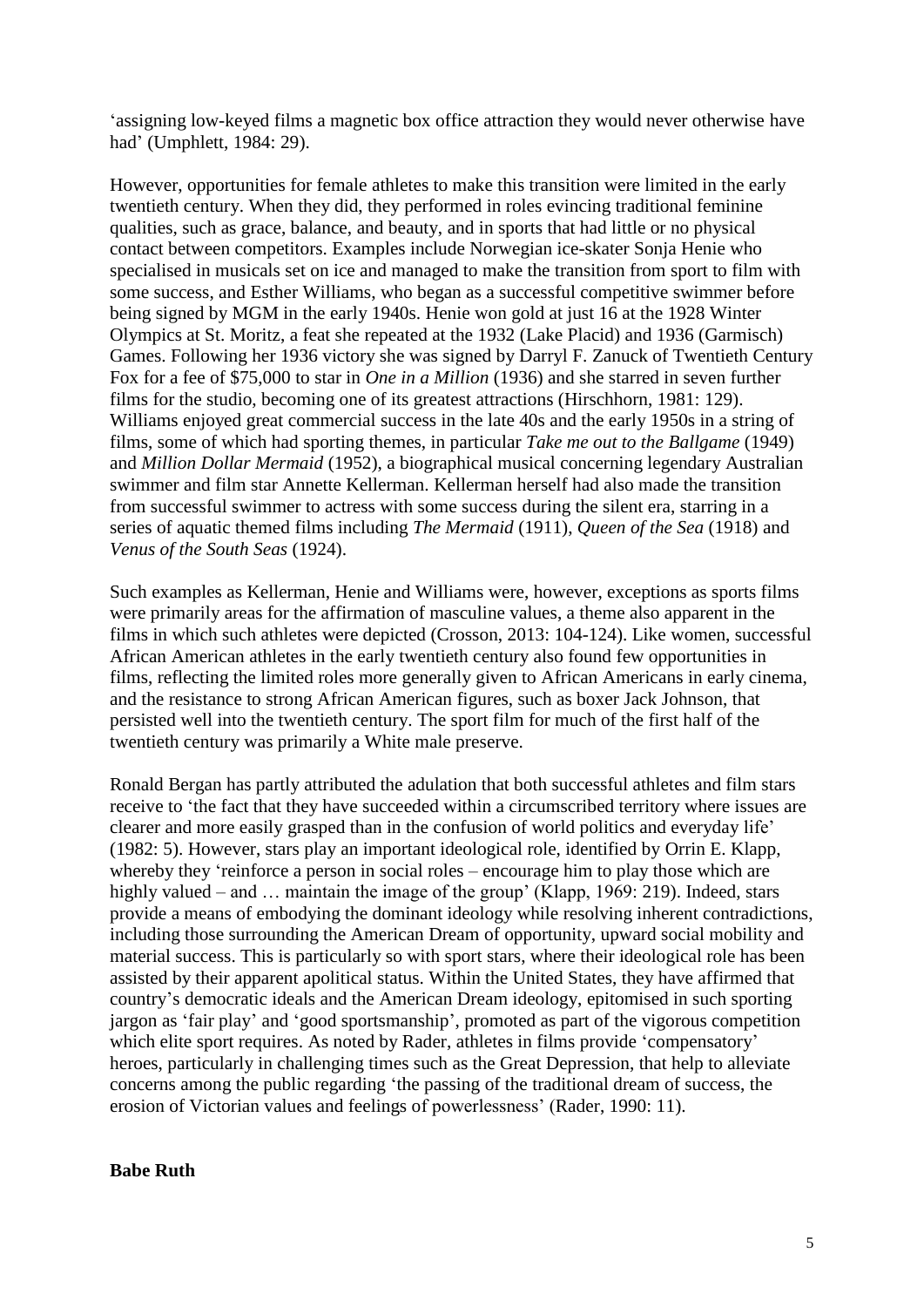'assigning low-keyed films a magnetic box office attraction they would never otherwise have had' (Umphlett, 1984: 29).

However, opportunities for female athletes to make this transition were limited in the early twentieth century. When they did, they performed in roles evincing traditional feminine qualities, such as grace, balance, and beauty, and in sports that had little or no physical contact between competitors. Examples include Norwegian ice-skater Sonja Henie who specialised in musicals set on ice and managed to make the transition from sport to film with some success, and Esther Williams, who began as a successful competitive swimmer before being signed by MGM in the early 1940s. Henie won gold at just 16 at the 1928 Winter Olympics at St. Moritz, a feat she repeated at the 1932 (Lake Placid) and 1936 (Garmisch) Games. Following her 1936 victory she was signed by Darryl F. Zanuck of Twentieth Century Fox for a fee of $75,000 to star in *One in a Million* (1936) and she starred in seven further films for the studio, becoming one of its greatest attractions (Hirschhorn, 1981: 129). Williams enjoyed great commercial success in the late 40s and the early 1950s in a string of films, some of which had sporting themes, in particular *Take me out to the Ballgame* (1949) and *Million Dollar Mermaid* (1952), a biographical musical concerning legendary Australian swimmer and film star Annette Kellerman. Kellerman herself had also made the transition from successful swimmer to actress with some success during the silent era, starring in a series of aquatic themed films including *The Mermaid* (1911), *Queen of the Sea* (1918) and *Venus of the South Seas* (1924).

Such examples as Kellerman, Henie and Williams were, however, exceptions as sports films were primarily areas for the affirmation of masculine values, a theme also apparent in the films in which such athletes were depicted (Crosson, 2013: 104-124). Like women, successful African American athletes in the early twentieth century also found few opportunities in films, reflecting the limited roles more generally given to African Americans in early cinema, and the resistance to strong African American figures, such as boxer Jack Johnson, that persisted well into the twentieth century. The sport film for much of the first half of the twentieth century was primarily a White male preserve.

Ronald Bergan has partly attributed the adulation that both successful athletes and film stars receive to 'the fact that they have succeeded within a circumscribed territory where issues are clearer and more easily grasped than in the confusion of world politics and everyday life' (1982: 5). However, stars play an important ideological role, identified by Orrin E. Klapp, whereby they 'reinforce a person in social roles – encourage him to play those which are highly valued – and … maintain the image of the group' (Klapp, 1969: 219). Indeed, stars provide a means of embodying the dominant ideology while resolving inherent contradictions, including those surrounding the American Dream of opportunity, upward social mobility and material success. This is particularly so with sport stars, where their ideological role has been assisted by their apparent apolitical status. Within the United States, they have affirmed that country's democratic ideals and the American Dream ideology, epitomised in such sporting jargon as 'fair play' and 'good sportsmanship', promoted as part of the vigorous competition which elite sport requires. As noted by Rader, athletes in films provide 'compensatory' heroes, particularly in challenging times such as the Great Depression, that help to alleviate concerns among the public regarding 'the passing of the traditional dream of success, the erosion of Victorian values and feelings of powerlessness' (Rader, 1990: 11).

**Babe Ruth**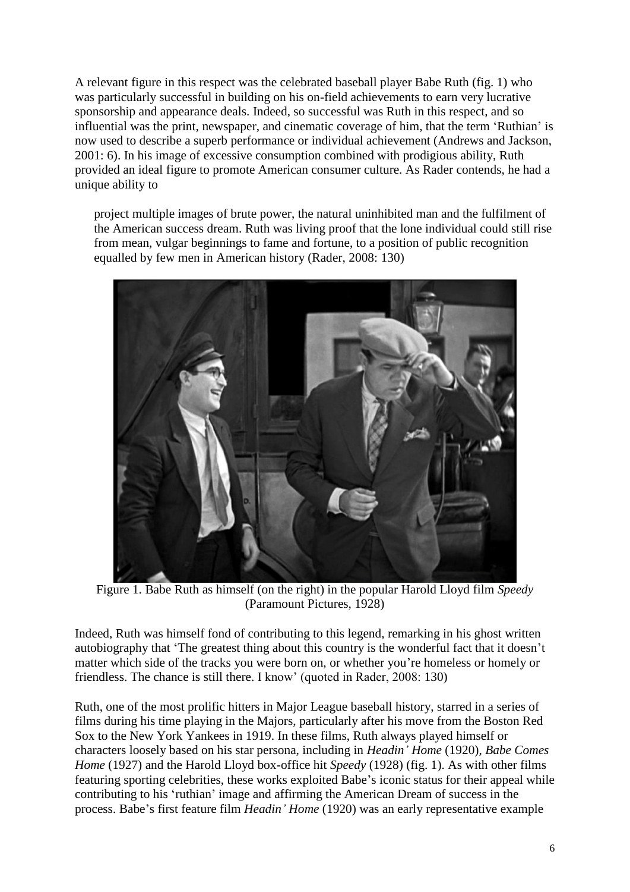A relevant figure in this respect was the celebrated baseball player Babe Ruth (fig. 1) who was particularly successful in building on his on-field achievements to earn very lucrative sponsorship and appearance deals. Indeed, so successful was Ruth in this respect, and so influential was the print, newspaper, and cinematic coverage of him, that the term 'Ruthian' is now used to describe a superb performance or individual achievement (Andrews and Jackson, 2001: 6). In his image of excessive consumption combined with prodigious ability, Ruth provided an ideal figure to promote American consumer culture. As Rader contends, he had a unique ability to

> project multiple images of brute power, the natural uninhibited man and the fulfilment of the American success dream. Ruth was living proof that the lone individual could still rise from mean, vulgar beginnings to fame and fortune, to a position of public recognition equalled by few men in American history (Rader, 2008: 130)

Figure 1. Babe Ruth as himself (on the right) in the popular Harold Lloyd film *Speedy* (Paramount Pictures, 1928)

Indeed, Ruth was himself fond of contributing to this legend, remarking in his ghost written autobiography that 'The greatest thing about this country is the wonderful fact that it doesn't matter which side of the tracks you were born on, or whether you're homeless or homely or friendless. The chance is still there. I know' (quoted in Rader, 2008: 130)

Ruth, one of the most prolific hitters in Major League baseball history, starred in a series of films during his time playing in the Majors, particularly after his move from the Boston Red Sox to the New York Yankees in 1919. In these films, Ruth always played himself or characters loosely based on his star persona, including in *Headin' Home* (1920), *Babe Comes Home* (1927) and the Harold Lloyd box-office hit *Speedy* (1928) (fig. 1). As with other films featuring sporting celebrities, these works exploited Babe's iconic status for their appeal while contributing to his 'ruthian' image and affirming the American Dream of success in the process. Babe's first feature film *Headin' Home* (1920) was an early representative example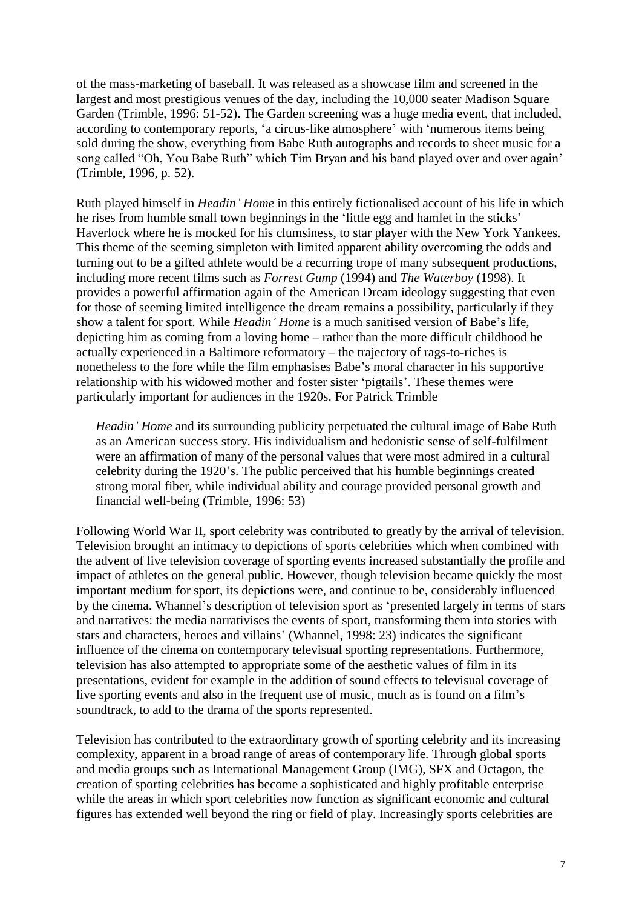of the mass-marketing of baseball. It was released as a showcase film and screened in the largest and most prestigious venues of the day, including the 10,000 seater Madison Square Garden (Trimble, 1996: 51-52). The Garden screening was a huge media event, that included, according to contemporary reports, 'a circus-like atmosphere' with 'numerous items being sold during the show, everything from Babe Ruth autographs and records to sheet music for a song called "Oh, You Babe Ruth" which Tim Bryan and his band played over and over again' (Trimble, 1996, p. 52).

Ruth played himself in *Headin' Home* in this entirely fictionalised account of his life in which he rises from humble small town beginnings in the 'little egg and hamlet in the sticks' Haverlock where he is mocked for his clumsiness, to star player with the New York Yankees. This theme of the seeming simpleton with limited apparent ability overcoming the odds and turning out to be a gifted athlete would be a recurring trope of many subsequent productions, including more recent films such as *Forrest Gump* (1994) and *The Waterboy* (1998). It provides a powerful affirmation again of the American Dream ideology suggesting that even for those of seeming limited intelligence the dream remains a possibility, particularly if they show a talent for sport. While *Headin' Home* is a much sanitised version of Babe's life, depicting him as coming from a loving home – rather than the more difficult childhood he actually experienced in a Baltimore reformatory – the trajectory of rags-to-riches is nonetheless to the fore while the film emphasises Babe's moral character in his supportive relationship with his widowed mother and foster sister 'pigtails'. These themes were particularly important for audiences in the 1920s. For Patrick Trimble

> *Headin' Home* and its surrounding publicity perpetuated the cultural image of Babe Ruth as an American success story. His individualism and hedonistic sense of self-fulfilment were an affirmation of many of the personal values that were most admired in a cultural celebrity during the 1920's. The public perceived that his humble beginnings created strong moral fiber, while individual ability and courage provided personal growth and financial well-being (Trimble, 1996: 53)

Following World War II, sport celebrity was contributed to greatly by the arrival of television. Television brought an intimacy to depictions of sports celebrities which when combined with the advent of live television coverage of sporting events increased substantially the profile and impact of athletes on the general public. However, though television became quickly the most important medium for sport, its depictions were, and continue to be, considerably influenced by the cinema. Whannel's description of television sport as 'presented largely in terms of stars and narratives: the media narrativises the events of sport, transforming them into stories with stars and characters, heroes and villains' (Whannel, 1998: 23) indicates the significant influence of the cinema on contemporary televisual sporting representations. Furthermore, television has also attempted to appropriate some of the aesthetic values of film in its presentations, evident for example in the addition of sound effects to televisual coverage of live sporting events and also in the frequent use of music, much as is found on a film's soundtrack, to add to the drama of the sports represented.

Television has contributed to the extraordinary growth of sporting celebrity and its increasing complexity, apparent in a broad range of areas of contemporary life. Through global sports and media groups such as International Management Group (IMG), SFX and Octagon, the creation of sporting celebrities has become a sophisticated and highly profitable enterprise while the areas in which sport celebrities now function as significant economic and cultural figures has extended well beyond the ring or field of play. Increasingly sports celebrities are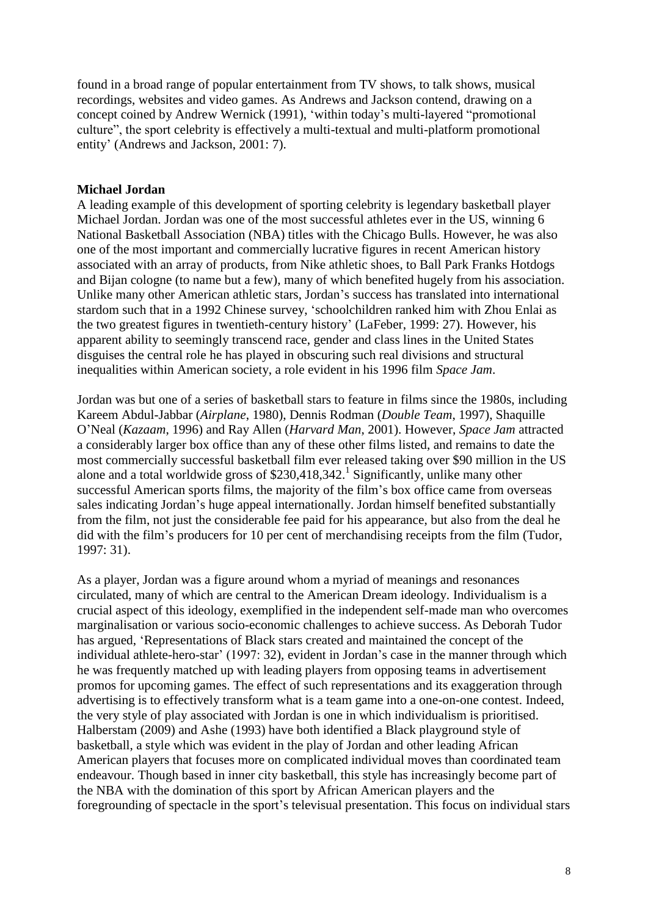found in a broad range of popular entertainment from TV shows, to talk shows, musical recordings, websites and video games. As Andrews and Jackson contend, drawing on a concept coined by Andrew Wernick (1991), 'within today's multi-layered "promotional culture", the sport celebrity is effectively a multi-textual and multi-platform promotional entity' (Andrews and Jackson, 2001: 7).

**Michael Jordan**

A leading example of this development of sporting celebrity is legendary basketball player Michael Jordan. Jordan was one of the most successful athletes ever in the US, winning 6 National Basketball Association (NBA) titles with the Chicago Bulls. However, he was also one of the most important and commercially lucrative figures in recent American history associated with an array of products, from Nike athletic shoes, to Ball Park Franks Hotdogs and Bijan cologne (to name but a few), many of which benefited hugely from his association. Unlike many other American athletic stars, Jordan's success has translated into international stardom such that in a 1992 Chinese survey, 'schoolchildren ranked him with Zhou Enlai as the two greatest figures in twentieth-century history' (LaFeber, 1999: 27). However, his apparent ability to seemingly transcend race, gender and class lines in the United States disguises the central role he has played in obscuring such real divisions and structural inequalities within American society, a role evident in his 1996 film *Space Jam*.

Jordan was but one of a series of basketball stars to feature in films since the 1980s, including Kareem Abdul-Jabbar (*Airplane*, 1980), Dennis Rodman (*Double Team*, 1997), Shaquille O'Neal (*Kazaam*, 1996) and Ray Allen (*Harvard Man*, 2001). However, *Space Jam* attracted a considerably larger box office than any of these other films listed, and remains to date the most commercially successful basketball film ever released taking over $90 million in the US alone and a total worldwide gross of $230,418,342.[1] Significantly, unlike many other successful American sports films, the majority of the film's box office came from overseas sales indicating Jordan's huge appeal internationally. Jordan himself benefited substantially from the film, not just the considerable fee paid for his appearance, but also from the deal he did with the film's producers for 10 per cent of merchandising receipts from the film (Tudor, 1997: 31).

As a player, Jordan was a figure around whom a myriad of meanings and resonances circulated, many of which are central to the American Dream ideology. Individualism is a crucial aspect of this ideology, exemplified in the independent self-made man who overcomes marginalisation or various socio-economic challenges to achieve success. As Deborah Tudor has argued, 'Representations of Black stars created and maintained the concept of the individual athlete-hero-star' (1997: 32), evident in Jordan's case in the manner through which he was frequently matched up with leading players from opposing teams in advertisement promos for upcoming games. The effect of such representations and its exaggeration through advertising is to effectively transform what is a team game into a one-on-one contest. Indeed, the very style of play associated with Jordan is one in which individualism is prioritised. Halberstam (2009) and Ashe (1993) have both identified a Black playground style of basketball, a style which was evident in the play of Jordan and other leading African American players that focuses more on complicated individual moves than coordinated team endeavour. Though based in inner city basketball, this style has increasingly become part of the NBA with the domination of this sport by African American players and the foregrounding of spectacle in the sport's televisual presentation. This focus on individual stars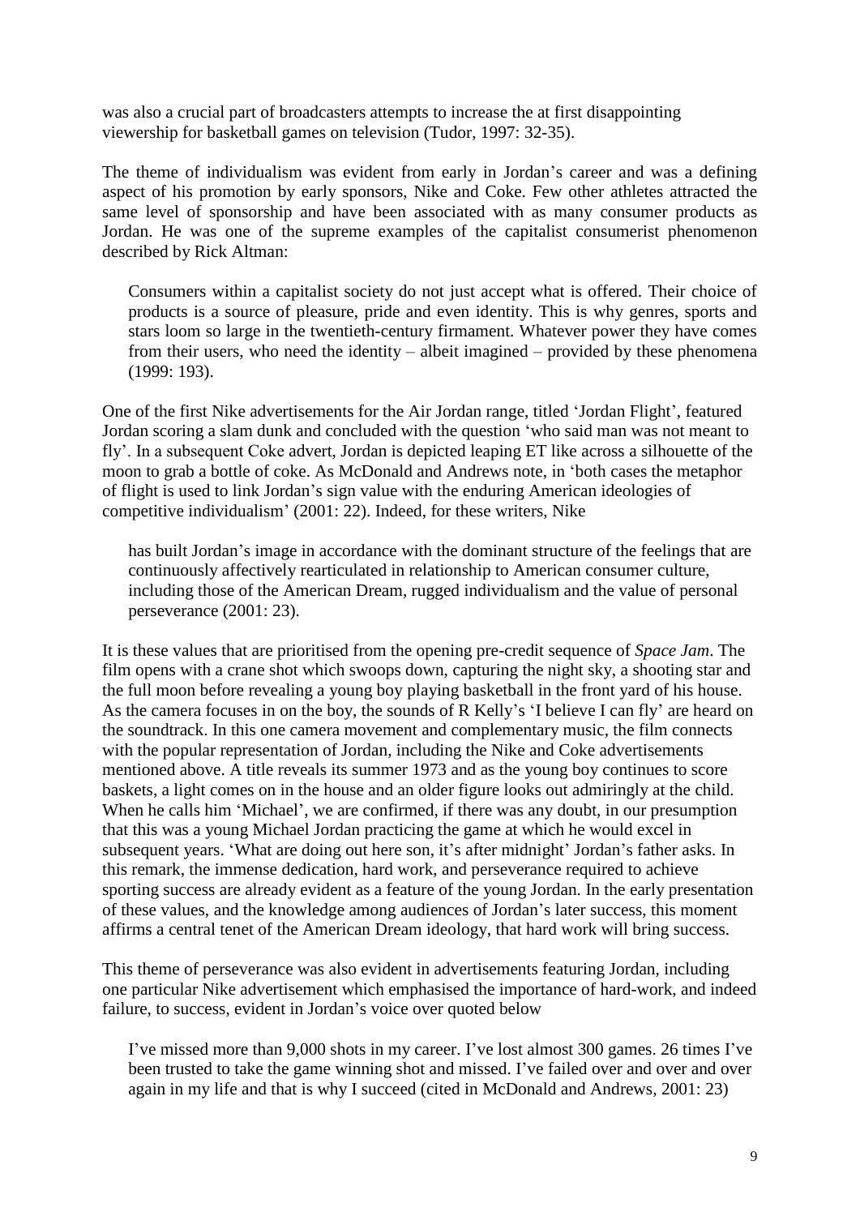was also a crucial part of broadcasters attempts to increase the at first disappointing viewership for basketball games on television (Tudor, 1997: 32-35).

The theme of individualism was evident from early in Jordan's career and was a defining aspect of his promotion by early sponsors, Nike and Coke. Few other athletes attracted the same level of sponsorship and have been associated with as many consumer products as Jordan. He was one of the supreme examples of the capitalist consumerist phenomenon described by Rick Altman:

> Consumers within a capitalist society do not just accept what is offered. Their choice of products is a source of pleasure, pride and even identity. This is why genres, sports and stars loom so large in the twentieth-century firmament. Whatever power they have comes from their users, who need the identity – albeit imagined – provided by these phenomena (1999: 193).

One of the first Nike advertisements for the Air Jordan range, titled 'Jordan Flight', featured Jordan scoring a slam dunk and concluded with the question 'who said man was not meant to fly'. In a subsequent Coke advert, Jordan is depicted leaping ET like across a silhouette of the moon to grab a bottle of coke. As McDonald and Andrews note, in 'both cases the metaphor of flight is used to link Jordan's sign value with the enduring American ideologies of competitive individualism' (2001: 22). Indeed, for these writers, Nike

> has built Jordan's image in accordance with the dominant structure of the feelings that are continuously affectively rearticulated in relationship to American consumer culture, including those of the American Dream, rugged individualism and the value of personal perseverance (2001: 23).

It is these values that are prioritised from the opening pre-credit sequence of *Space Jam*. The film opens with a crane shot which swoops down, capturing the night sky, a shooting star and the full moon before revealing a young boy playing basketball in the front yard of his house. As the camera focuses in on the boy, the sounds of R Kelly's 'I believe I can fly' are heard on the soundtrack. In this one camera movement and complementary music, the film connects with the popular representation of Jordan, including the Nike and Coke advertisements mentioned above. A title reveals its summer 1973 and as the young boy continues to score baskets, a light comes on in the house and an older figure looks out admiringly at the child. When he calls him 'Michael', we are confirmed, if there was any doubt, in our presumption that this was a young Michael Jordan practicing the game at which he would excel in subsequent years. 'What are doing out here son, it's after midnight' Jordan's father asks. In this remark, the immense dedication, hard work, and perseverance required to achieve sporting success are already evident as a feature of the young Jordan. In the early presentation of these values, and the knowledge among audiences of Jordan's later success, this moment affirms a central tenet of the American Dream ideology, that hard work will bring success.

This theme of perseverance was also evident in advertisements featuring Jordan, including one particular Nike advertisement which emphasised the importance of hard-work, and indeed failure, to success, evident in Jordan's voice over quoted below

> I've missed more than 9,000 shots in my career. I've lost almost 300 games. 26 times I've been trusted to take the game winning shot and missed. I've failed over and over and over again in my life and that is why I succeed (cited in McDonald and Andrews, 2001: 23)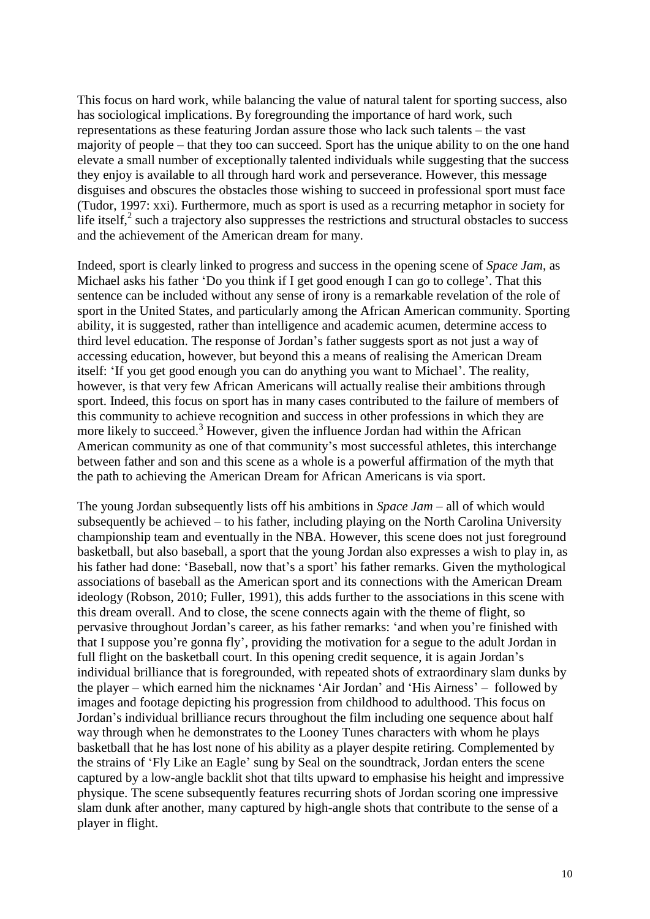This focus on hard work, while balancing the value of natural talent for sporting success, also has sociological implications. By foregrounding the importance of hard work, such representations as these featuring Jordan assure those who lack such talents – the vast majority of people – that they too can succeed. Sport has the unique ability to on the one hand elevate a small number of exceptionally talented individuals while suggesting that the success they enjoy is available to all through hard work and perseverance. However, this message disguises and obscures the obstacles those wishing to succeed in professional sport must face (Tudor, 1997: xxi). Furthermore, much as sport is used as a recurring metaphor in society for life itself,[2] such a trajectory also suppresses the restrictions and structural obstacles to success and the achievement of the American dream for many.

Indeed, sport is clearly linked to progress and success in the opening scene of *Space Jam*, as Michael asks his father 'Do you think if I get good enough I can go to college'. That this sentence can be included without any sense of irony is a remarkable revelation of the role of sport in the United States, and particularly among the African American community. Sporting ability, it is suggested, rather than intelligence and academic acumen, determine access to third level education. The response of Jordan's father suggests sport as not just a way of accessing education, however, but beyond this a means of realising the American Dream itself: 'If you get good enough you can do anything you want to Michael'. The reality, however, is that very few African Americans will actually realise their ambitions through sport. Indeed, this focus on sport has in many cases contributed to the failure of members of this community to achieve recognition and success in other professions in which they are more likely to succeed.[3] However, given the influence Jordan had within the African American community as one of that community's most successful athletes, this interchange between father and son and this scene as a whole is a powerful affirmation of the myth that the path to achieving the American Dream for African Americans is via sport.

The young Jordan subsequently lists off his ambitions in *Space Jam* – all of which would subsequently be achieved – to his father, including playing on the North Carolina University championship team and eventually in the NBA. However, this scene does not just foreground basketball, but also baseball, a sport that the young Jordan also expresses a wish to play in, as his father had done: 'Baseball, now that's a sport' his father remarks. Given the mythological associations of baseball as the American sport and its connections with the American Dream ideology (Robson, 2010; Fuller, 1991), this adds further to the associations in this scene with this dream overall. And to close, the scene connects again with the theme of flight, so pervasive throughout Jordan's career, as his father remarks: 'and when you're finished with that I suppose you're gonna fly', providing the motivation for a segue to the adult Jordan in full flight on the basketball court. In this opening credit sequence, it is again Jordan's individual brilliance that is foregrounded, with repeated shots of extraordinary slam dunks by the player – which earned him the nicknames 'Air Jordan' and 'His Airness' – followed by images and footage depicting his progression from childhood to adulthood. This focus on Jordan's individual brilliance recurs throughout the film including one sequence about half way through when he demonstrates to the Looney Tunes characters with whom he plays basketball that he has lost none of his ability as a player despite retiring. Complemented by the strains of 'Fly Like an Eagle' sung by Seal on the soundtrack, Jordan enters the scene captured by a low-angle backlit shot that tilts upward to emphasise his height and impressive physique. The scene subsequently features recurring shots of Jordan scoring one impressive slam dunk after another, many captured by high-angle shots that contribute to the sense of a player in flight.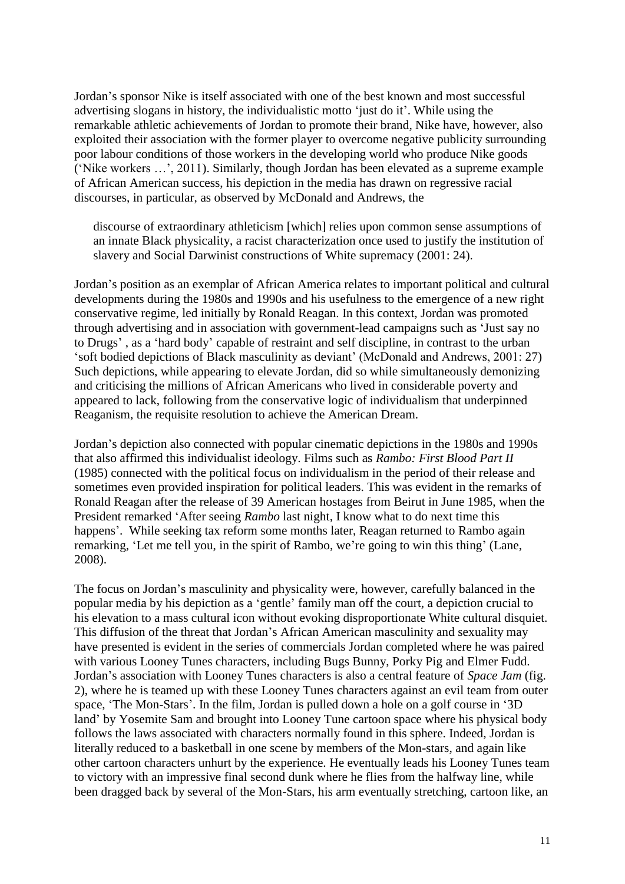Jordan's sponsor Nike is itself associated with one of the best known and most successful advertising slogans in history, the individualistic motto 'just do it'. While using the remarkable athletic achievements of Jordan to promote their brand, Nike have, however, also exploited their association with the former player to overcome negative publicity surrounding poor labour conditions of those workers in the developing world who produce Nike goods ('Nike workers …', 2011). Similarly, though Jordan has been elevated as a supreme example of African American success, his depiction in the media has drawn on regressive racial discourses, in particular, as observed by McDonald and Andrews, the

> discourse of extraordinary athleticism [which] relies upon common sense assumptions of an innate Black physicality, a racist characterization once used to justify the institution of slavery and Social Darwinist constructions of White supremacy (2001: 24).

Jordan's position as an exemplar of African America relates to important political and cultural developments during the 1980s and 1990s and his usefulness to the emergence of a new right conservative regime, led initially by Ronald Reagan. In this context, Jordan was promoted through advertising and in association with government-lead campaigns such as 'Just say no to Drugs' , as a 'hard body' capable of restraint and self discipline, in contrast to the urban 'soft bodied depictions of Black masculinity as deviant' (McDonald and Andrews, 2001: 27) Such depictions, while appearing to elevate Jordan, did so while simultaneously demonizing and criticising the millions of African Americans who lived in considerable poverty and appeared to lack, following from the conservative logic of individualism that underpinned Reaganism, the requisite resolution to achieve the American Dream.

Jordan's depiction also connected with popular cinematic depictions in the 1980s and 1990s that also affirmed this individualist ideology. Films such as *Rambo: First Blood Part II* (1985) connected with the political focus on individualism in the period of their release and sometimes even provided inspiration for political leaders. This was evident in the remarks of Ronald Reagan after the release of 39 American hostages from Beirut in June 1985, when the President remarked 'After seeing *Rambo* last night, I know what to do next time this happens'. While seeking tax reform some months later, Reagan returned to Rambo again remarking, 'Let me tell you, in the spirit of Rambo, we're going to win this thing' (Lane, 2008).

The focus on Jordan's masculinity and physicality were, however, carefully balanced in the popular media by his depiction as a 'gentle' family man off the court, a depiction crucial to his elevation to a mass cultural icon without evoking disproportionate White cultural disquiet. This diffusion of the threat that Jordan's African American masculinity and sexuality may have presented is evident in the series of commercials Jordan completed where he was paired with various Looney Tunes characters, including Bugs Bunny, Porky Pig and Elmer Fudd. Jordan's association with Looney Tunes characters is also a central feature of *Space Jam* (fig. 2), where he is teamed up with these Looney Tunes characters against an evil team from outer space, 'The Mon-Stars'. In the film, Jordan is pulled down a hole on a golf course in '3D land' by Yosemite Sam and brought into Looney Tune cartoon space where his physical body follows the laws associated with characters normally found in this sphere. Indeed, Jordan is literally reduced to a basketball in one scene by members of the Mon-stars, and again like other cartoon characters unhurt by the experience. He eventually leads his Looney Tunes team to victory with an impressive final second dunk where he flies from the halfway line, while been dragged back by several of the Mon-Stars, his arm eventually stretching, cartoon like, an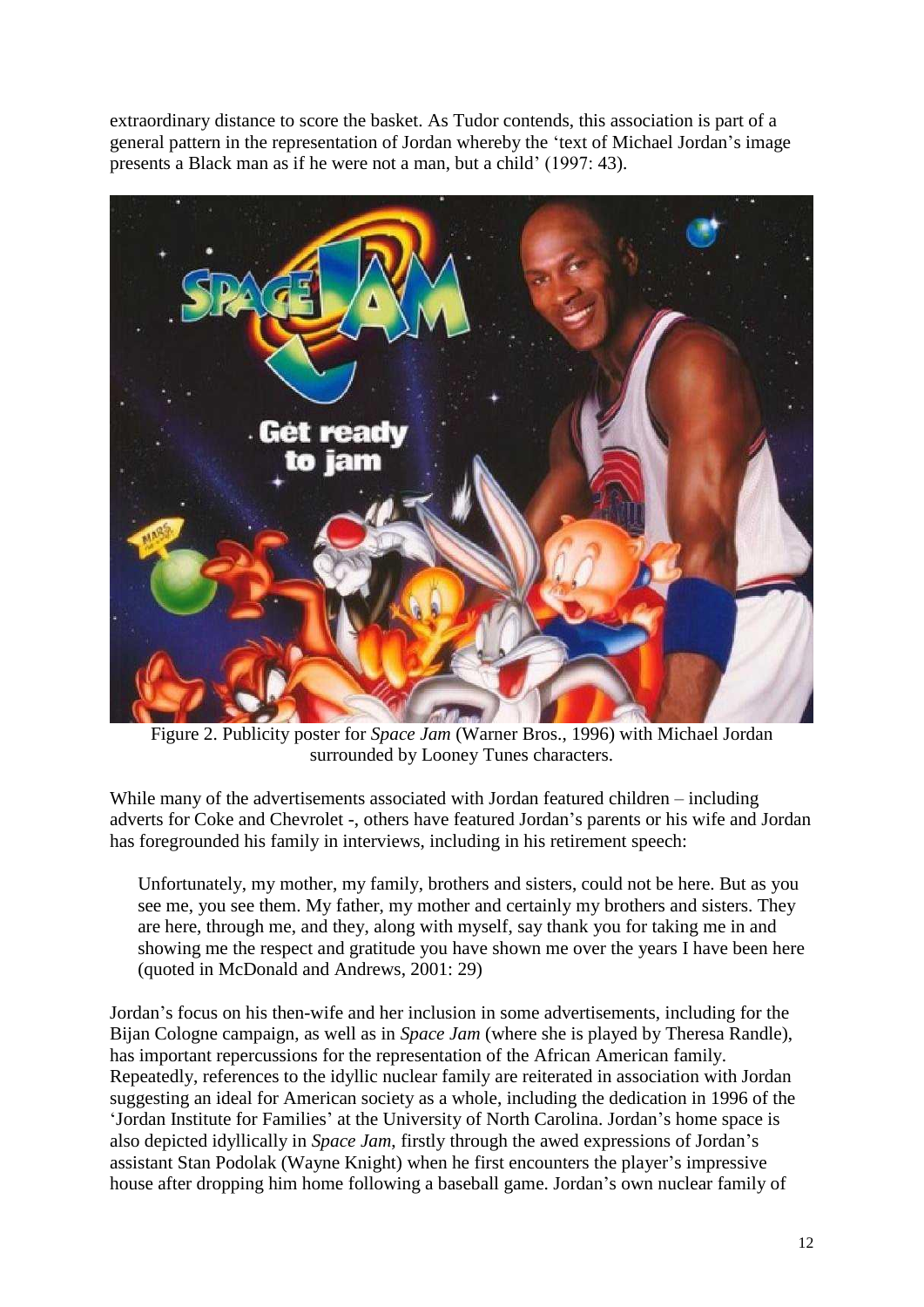extraordinary distance to score the basket. As Tudor contends, this association is part of a general pattern in the representation of Jordan whereby the 'text of Michael Jordan's image presents a Black man as if he were not a man, but a child' (1997: 43).

Figure 2. Publicity poster for *Space Jam* (Warner Bros., 1996) with Michael Jordan surrounded by Looney Tunes characters.

While many of the advertisements associated with Jordan featured children – including adverts for Coke and Chevrolet -, others have featured Jordan's parents or his wife and Jordan has foregrounded his family in interviews, including in his retirement speech:

> Unfortunately, my mother, my family, brothers and sisters, could not be here. But as you see me, you see them. My father, my mother and certainly my brothers and sisters. They are here, through me, and they, along with myself, say thank you for taking me in and showing me the respect and gratitude you have shown me over the years I have been here (quoted in McDonald and Andrews, 2001: 29)

Jordan's focus on his then-wife and her inclusion in some advertisements, including for the Bijan Cologne campaign, as well as in *Space Jam* (where she is played by Theresa Randle), has important repercussions for the representation of the African American family. Repeatedly, references to the idyllic nuclear family are reiterated in association with Jordan suggesting an ideal for American society as a whole, including the dedication in 1996 of the 'Jordan Institute for Families' at the University of North Carolina. Jordan's home space is also depicted idyllically in *Space Jam*, firstly through the awed expressions of Jordan's assistant Stan Podolak (Wayne Knight) when he first encounters the player's impressive house after dropping him home following a baseball game. Jordan's own nuclear family of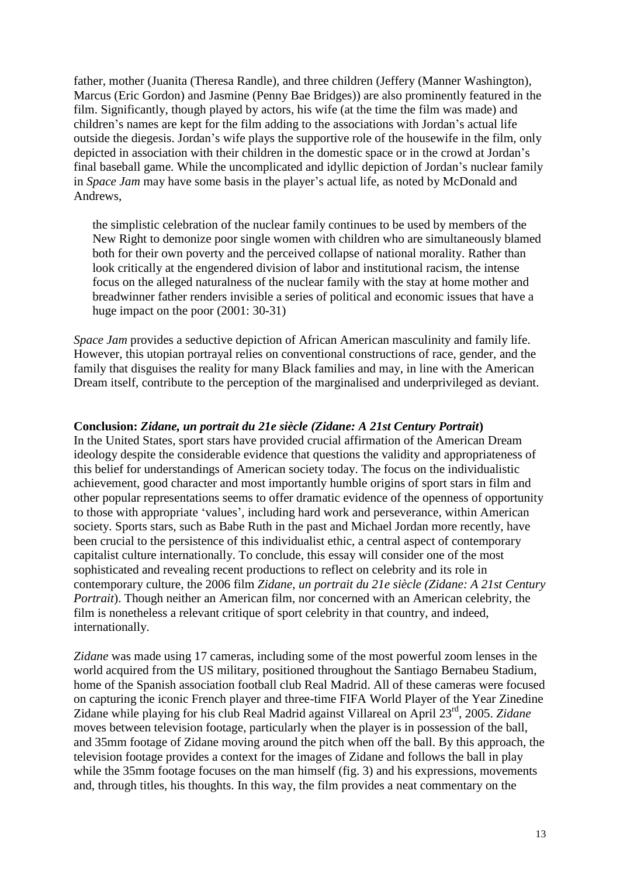father, mother (Juanita (Theresa Randle), and three children (Jeffery (Manner Washington), Marcus (Eric Gordon) and Jasmine (Penny Bae Bridges)) are also prominently featured in the film. Significantly, though played by actors, his wife (at the time the film was made) and children's names are kept for the film adding to the associations with Jordan's actual life outside the diegesis. Jordan's wife plays the supportive role of the housewife in the film, only depicted in association with their children in the domestic space or in the crowd at Jordan's final baseball game. While the uncomplicated and idyllic depiction of Jordan's nuclear family in *Space Jam* may have some basis in the player's actual life, as noted by McDonald and Andrews,

> the simplistic celebration of the nuclear family continues to be used by members of the New Right to demonize poor single women with children who are simultaneously blamed both for their own poverty and the perceived collapse of national morality. Rather than look critically at the engendered division of labor and institutional racism, the intense focus on the alleged naturalness of the nuclear family with the stay at home mother and breadwinner father renders invisible a series of political and economic issues that have a huge impact on the poor (2001: 30-31)

*Space Jam* provides a seductive depiction of African American masculinity and family life. However, this utopian portrayal relies on conventional constructions of race, gender, and the family that disguises the reality for many Black families and may, in line with the American Dream itself, contribute to the perception of the marginalised and underprivileged as deviant.

**Conclusion: *Zidane, un portrait du 21e siècle (Zidane: A 21st Century Portrait*)**

In the United States, sport stars have provided crucial affirmation of the American Dream ideology despite the considerable evidence that questions the validity and appropriateness of this belief for understandings of American society today. The focus on the individualistic achievement, good character and most importantly humble origins of sport stars in film and other popular representations seems to offer dramatic evidence of the openness of opportunity to those with appropriate 'values', including hard work and perseverance, within American society. Sports stars, such as Babe Ruth in the past and Michael Jordan more recently, have been crucial to the persistence of this individualist ethic, a central aspect of contemporary capitalist culture internationally. To conclude, this essay will consider one of the most sophisticated and revealing recent productions to reflect on celebrity and its role in contemporary culture, the 2006 film *Zidane, un portrait du 21e siècle* (*Zidane: A 21st Century Portrait*). Though neither an American film, nor concerned with an American celebrity, the film is nonetheless a relevant critique of sport celebrity in that country, and indeed, internationally.

*Zidane* was made using 17 cameras, including some of the most powerful zoom lenses in the world acquired from the US military, positioned throughout the Santiago Bernabeu Stadium, home of the Spanish association football club Real Madrid. All of these cameras were focused on capturing the iconic French player and three-time FIFA World Player of the Year Zinedine Zidane while playing for his club Real Madrid against Villareal on April 23rd, 2005. *Zidane* moves between television footage, particularly when the player is in possession of the ball, and 35mm footage of Zidane moving around the pitch when off the ball. By this approach, the television footage provides a context for the images of Zidane and follows the ball in play while the 35mm footage focuses on the man himself (fig. 3) and his expressions, movements and, through titles, his thoughts. In this way, the film provides a neat commentary on the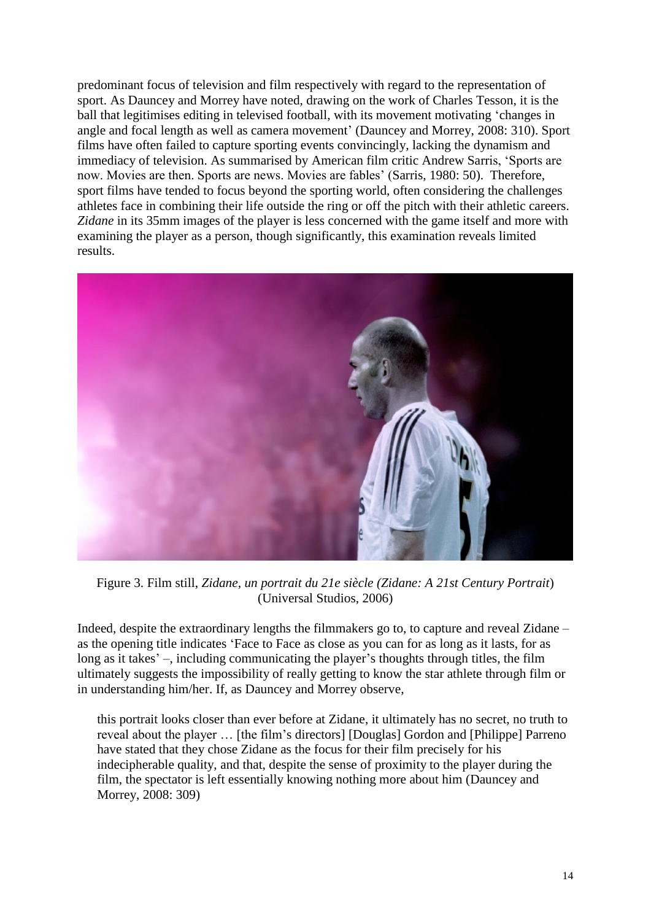predominant focus of television and film respectively with regard to the representation of sport. As Dauncey and Morrey have noted, drawing on the work of Charles Tesson, it is the ball that legitimises editing in televised football, with its movement motivating 'changes in angle and focal length as well as camera movement' (Dauncey and Morrey, 2008: 310). Sport films have often failed to capture sporting events convincingly, lacking the dynamism and immediacy of television. As summarised by American film critic Andrew Sarris, 'Sports are now. Movies are then. Sports are news. Movies are fables' (Sarris, 1980: 50). Therefore, sport films have tended to focus beyond the sporting world, often considering the challenges athletes face in combining their life outside the ring or off the pitch with their athletic careers. *Zidane* in its 35mm images of the player is less concerned with the game itself and more with examining the player as a person, though significantly, this examination reveals limited results.

Figure 3. Film still, *Zidane, un portrait du 21e siècle (Zidane: A 21st Century Portrait*) (Universal Studios, 2006)

Indeed, despite the extraordinary lengths the filmmakers go to, to capture and reveal Zidane – as the opening title indicates 'Face to Face as close as you can for as long as it lasts, for as long as it takes' –, including communicating the player's thoughts through titles, the film ultimately suggests the impossibility of really getting to know the star athlete through film or in understanding him/her. If, as Dauncey and Morrey observe,

> this portrait looks closer than ever before at Zidane, it ultimately has no secret, no truth to reveal about the player … [the film's directors] [Douglas] Gordon and [Philippe] Parreno have stated that they chose Zidane as the focus for their film precisely for his indecipherable quality, and that, despite the sense of proximity to the player during the film, the spectator is left essentially knowing nothing more about him (Dauncey and Morrey, 2008: 309)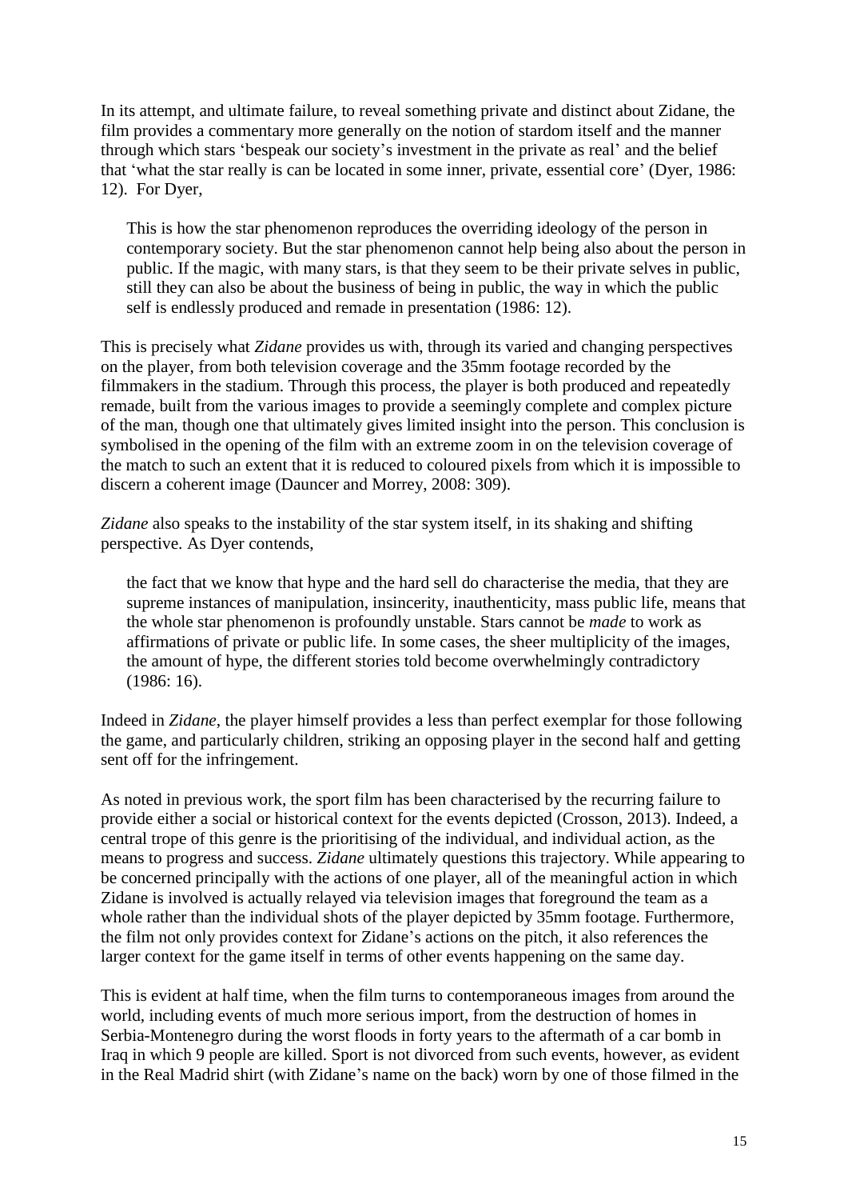In its attempt, and ultimate failure, to reveal something private and distinct about Zidane, the film provides a commentary more generally on the notion of stardom itself and the manner through which stars 'bespeak our society's investment in the private as real' and the belief that 'what the star really is can be located in some inner, private, essential core' (Dyer, 1986: 12). For Dyer,

> This is how the star phenomenon reproduces the overriding ideology of the person in contemporary society. But the star phenomenon cannot help being also about the person in public. If the magic, with many stars, is that they seem to be their private selves in public, still they can also be about the business of being in public, the way in which the public self is endlessly produced and remade in presentation (1986: 12).

This is precisely what *Zidane* provides us with, through its varied and changing perspectives on the player, from both television coverage and the 35mm footage recorded by the filmmakers in the stadium. Through this process, the player is both produced and repeatedly remade, built from the various images to provide a seemingly complete and complex picture of the man, though one that ultimately gives limited insight into the person. This conclusion is symbolised in the opening of the film with an extreme zoom in on the television coverage of the match to such an extent that it is reduced to coloured pixels from which it is impossible to discern a coherent image (Dauncer and Morrey, 2008: 309).

*Zidane* also speaks to the instability of the star system itself, in its shaking and shifting perspective. As Dyer contends,

> the fact that we know that hype and the hard sell do characterise the media, that they are supreme instances of manipulation, insincerity, inauthenticity, mass public life, means that the whole star phenomenon is profoundly unstable. Stars cannot be *made* to work as affirmations of private or public life. In some cases, the sheer multiplicity of the images, the amount of hype, the different stories told become overwhelmingly contradictory (1986: 16).

Indeed in *Zidane*, the player himself provides a less than perfect exemplar for those following the game, and particularly children, striking an opposing player in the second half and getting sent off for the infringement.

As noted in previous work, the sport film has been characterised by the recurring failure to provide either a social or historical context for the events depicted (Crosson, 2013). Indeed, a central trope of this genre is the prioritising of the individual, and individual action, as the means to progress and success. *Zidane* ultimately questions this trajectory. While appearing to be concerned principally with the actions of one player, all of the meaningful action in which Zidane is involved is actually relayed via television images that foreground the team as a whole rather than the individual shots of the player depicted by 35mm footage. Furthermore, the film not only provides context for Zidane's actions on the pitch, it also references the larger context for the game itself in terms of other events happening on the same day.

This is evident at half time, when the film turns to contemporaneous images from around the world, including events of much more serious import, from the destruction of homes in Serbia-Montenegro during the worst floods in forty years to the aftermath of a car bomb in Iraq in which 9 people are killed. Sport is not divorced from such events, however, as evident in the Real Madrid shirt (with Zidane's name on the back) worn by one of those filmed in the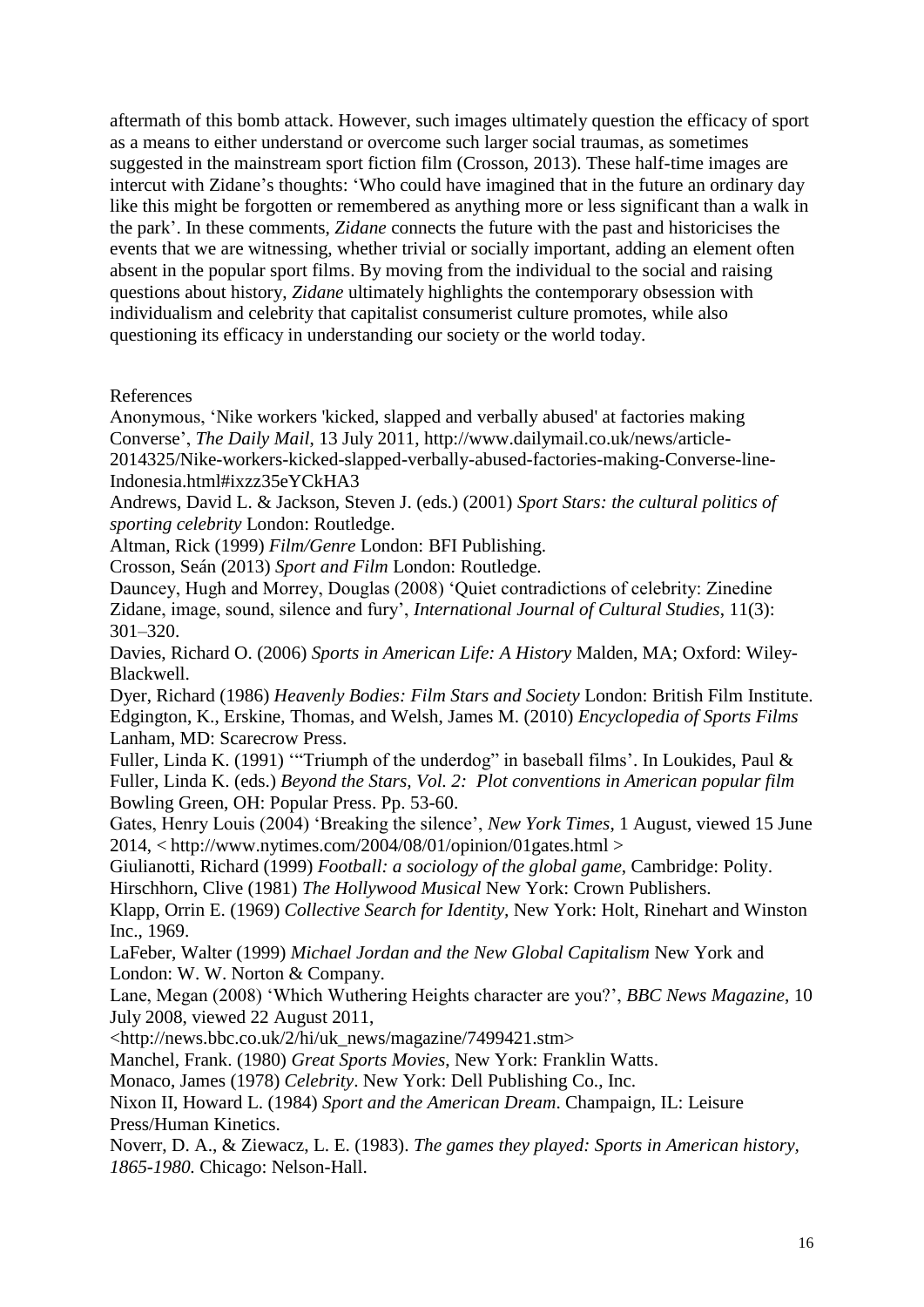aftermath of this bomb attack. However, such images ultimately question the efficacy of sport as a means to either understand or overcome such larger social traumas, as sometimes suggested in the mainstream sport fiction film (Crosson, 2013). These half-time images are intercut with Zidane's thoughts: 'Who could have imagined that in the future an ordinary day like this might be forgotten or remembered as anything more or less significant than a walk in the park'. In these comments, *Zidane* connects the future with the past and historicises the events that we are witnessing, whether trivial or socially important, adding an element often absent in the popular sport films. By moving from the individual to the social and raising questions about history, *Zidane* ultimately highlights the contemporary obsession with individualism and celebrity that capitalist consumerist culture promotes, while also questioning its efficacy in understanding our society or the world today.

References

Anonymous, 'Nike workers 'kicked, slapped and verbally abused' at factories making Converse', *The Daily Mail*, 13 July 2011, http://www.dailymail.co.uk/news/article-2014325/Nike-workers-kicked-slapped-verbally-abused-factories-making-Converse-line-Indonesia.html#ixzz35eYCkHA3

Andrews, David L. & Jackson, Steven J. (eds.) (2001) *Sport Stars: the cultural politics of sporting celebrity* London: Routledge.

Altman, Rick (1999) *Film/Genre* London: BFI Publishing.

Crosson, Seán (2013) *Sport and Film* London: Routledge.

Dauncey, Hugh and Morrey, Douglas (2008) 'Quiet contradictions of celebrity: Zinedine Zidane, image, sound, silence and fury', *International Journal of Cultural Studies*, 11(3): 301–320.

Davies, Richard O. (2006) *Sports in American Life: A History* Malden, MA; Oxford: Wiley-Blackwell.

Dyer, Richard (1986) *Heavenly Bodies: Film Stars and Society* London: British Film Institute.

Edgington, K., Erskine, Thomas, and Welsh, James M. (2010) *Encyclopedia of Sports Films* Lanham, MD: Scarecrow Press.

Fuller, Linda K. (1991) '"Triumph of the underdog" in baseball films'. In Loukides, Paul & Fuller, Linda K. (eds.) *Beyond the Stars, Vol. 2: Plot conventions in American popular film* Bowling Green, OH: Popular Press. Pp. 53-60.

Gates, Henry Louis (2004) 'Breaking the silence', *New York Times*, 1 August, viewed 15 June 2014, < http://www.nytimes.com/2004/08/01/opinion/01gates.html >

Giulianotti, Richard (1999) *Football: a sociology of the global game*, Cambridge: Polity.

Hirschhorn, Clive (1981) *The Hollywood Musical* New York: Crown Publishers.

Klapp, Orrin E. (1969) *Collective Search for Identity,* New York: Holt, Rinehart and Winston Inc., 1969.

LaFeber, Walter (1999) *Michael Jordan and the New Global Capitalism* New York and London: W. W. Norton & Company.

Lane, Megan (2008) 'Which Wuthering Heights character are you?', *BBC News Magazine*, 10 July 2008, viewed 22 August 2011, <http://news.bbc.co.uk/2/hi/uk_news/magazine/7499421.stm>

Manchel, Frank. (1980) *Great Sports Movies*, New York: Franklin Watts.

Monaco, James (1978) *Celebrity*. New York: Dell Publishing Co., Inc.

Nixon II, Howard L. (1984) *Sport and the American Dream*. Champaign, IL: Leisure Press/Human Kinetics.

Noverr, D. A., & Ziewacz, L. E. (1983). *The games they played: Sports in American history, 1865-1980.* Chicago: Nelson-Hall.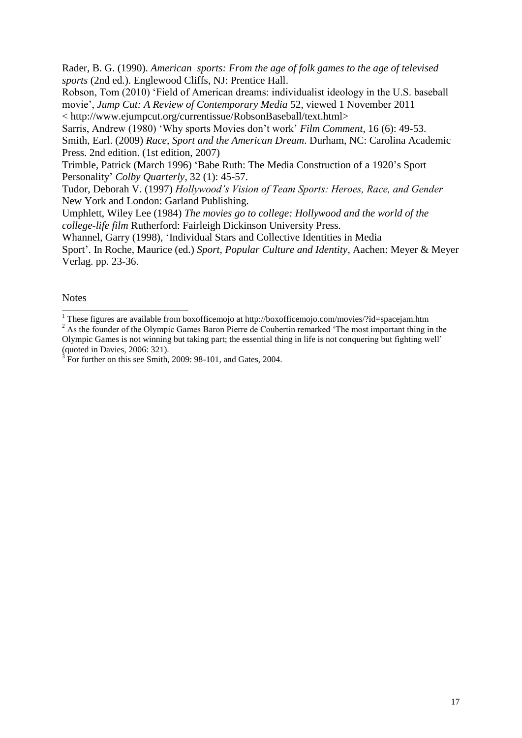Rader, B. G. (1990). *American sports: From the age of folk games to the age of televised sports* (2nd ed.). Englewood Cliffs, NJ: Prentice Hall.

Robson, Tom (2010) 'Field of American dreams: individualist ideology in the U.S. baseball movie', *Jump Cut: A Review of Contemporary Media* 52, viewed 1 November 2011 < http://www.ejumpcut.org/currentissue/RobsonBaseball/text.html>

Sarris, Andrew (1980) 'Why sports Movies don't work' *Film Comment*, 16 (6): 49-53.

Smith, Earl. (2009) *Race, Sport and the American Dream*. Durham, NC: Carolina Academic Press. 2nd edition. (1st edition, 2007)

Trimble, Patrick (March 1996) 'Babe Ruth: The Media Construction of a 1920's Sport Personality' *Colby Quarterly*, 32 (1): 45-57.

Tudor, Deborah V. (1997) *Hollywood's Vision of Team Sports: Heroes, Race, and Gender* New York and London: Garland Publishing.

Umphlett, Wiley Lee (1984) *The movies go to college: Hollywood and the world of the college-life film* Rutherford: Fairleigh Dickinson University Press.

Whannel, Garry (1998), 'Individual Stars and Collective Identities in Media Sport'. In Roche, Maurice (ed.) *Sport, Popular Culture and Identity*, Aachen: Meyer & Meyer Verlag. pp. 23-36.

Notes

[1] These figures are available from boxofficemojo at http://boxofficemojo.com/movies/?id=spacejam.htm

[2] As the founder of the Olympic Games Baron Pierre de Coubertin remarked 'The most important thing in the Olympic Games is not winning but taking part; the essential thing in life is not conquering but fighting well' (quoted in Davies, 2006: 321).

[3] For further on this see Smith, 2009: 98-101, and Gates, 2004.